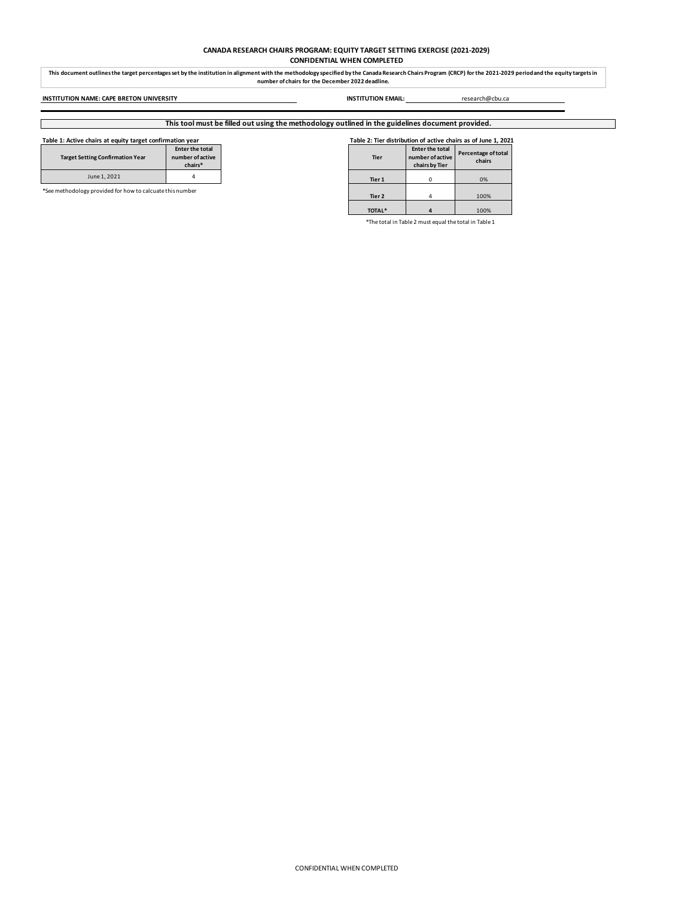**CANADA RESEARCH CHAIRS PROGRAM: EQUITY TARGET SETTING EXERCISE (2021-2029)**
**CONFIDENTIAL WHEN COMPLETED**

**This document outlines the target percentages set by the institution in alignment with the methodology specified by the Canada Research Chairs Program (CRCP) for the 2021-2029 period and the equity targets in number of chairs for the December 2022 deadline.**

**INSTITUTION NAME: CAPE BRETON UNIVERSITY**

**INSTITUTION EMAIL:** research@cbu.ca

**This tool must be filled out using the methodology outlined in the guidelines document provided.**

**Table 1: Active chairs at equity target confirmation year**

| Target Setting Confirmation Year | Enter the total number of active chairs* |
|---|---|
| June 1, 2021 | 4 |

*See methodology provided for how to calcuate this number

**Table 2: Tier distribution of active chairs as of June 1, 2021**

| Tier | Enter the total number of active chairs by Tier | Percentage of total chairs |
|---|---|---|
| Tier 1 | 0 | 0% |
| Tier 2 | 4 | 100% |
| TOTAL* | 4 | 100% |

*The total in Table 2 must equal the total in Table 1

CONFIDENTIAL WHEN COMPLETED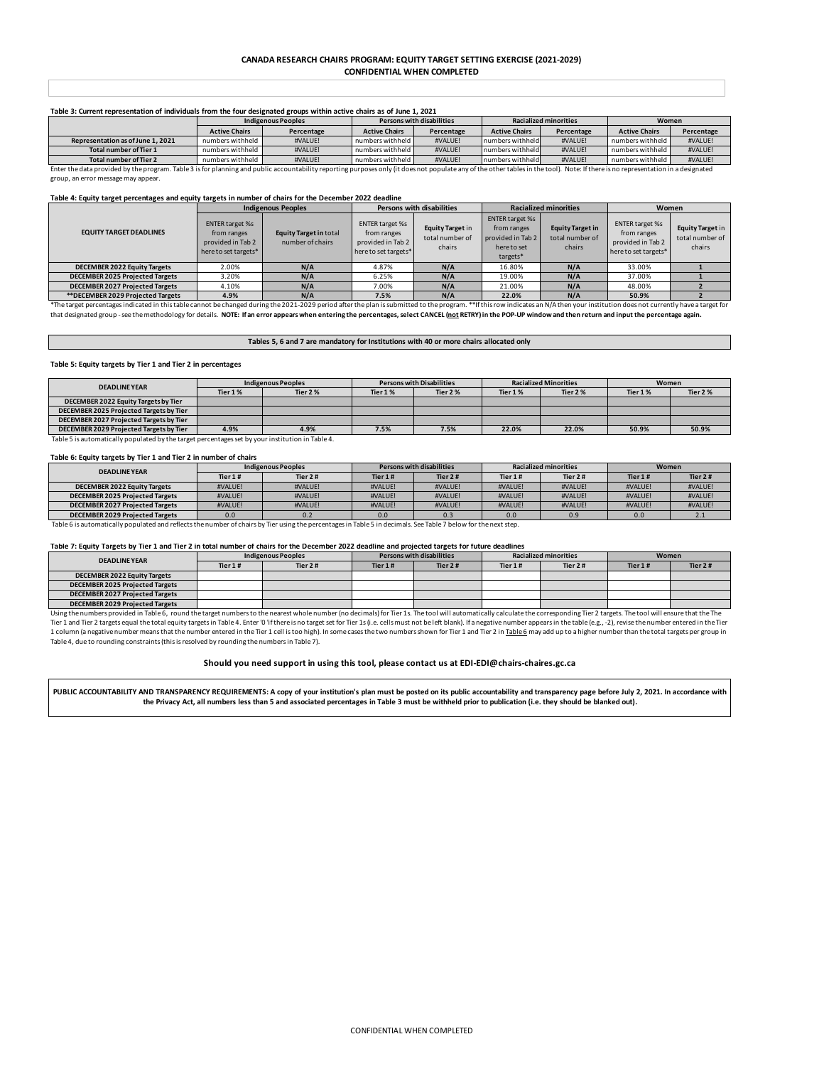**CANADA RESEARCH CHAIRS PROGRAM: EQUITY TARGET SETTING EXERCISE (2021-2029)**
**CONFIDENTIAL WHEN COMPLETED**

**Table 3: Current representation of individuals from the four designated groups within active chairs as of June 1, 2021**

| | Indigenous Peoples | | Persons with disabilities | | Racialized minorities | | Women | |
|---|---|---|---|---|---|---|---|---|
| | Active Chairs | Percentage | Active Chairs | Percentage | Active Chairs | Percentage | Active Chairs | Percentage |
| Representation as of June 1, 2021 | numbers withheld | #VALUE! | numbers withheld | #VALUE! | numbers withheld | #VALUE! | numbers withheld | #VALUE! |
| Total number of Tier 1 | numbers withheld | #VALUE! | numbers withheld | #VALUE! | numbers withheld | #VALUE! | numbers withheld | #VALUE! |
| Total number of Tier 2 | numbers withheld | #VALUE! | numbers withheld | #VALUE! | numbers withheld | #VALUE! | numbers withheld | #VALUE! |

Enter the data provided by the program. Table 3 is for planning and public accountability reporting purposes only (it does not populate any of the other tables in the tool). Note: If there is no representation in a designated group, an error message may appear.

**Table 4: Equity target percentages and equity targets in number of chairs for the December 2022 deadline**

| EQUITY TARGET DEADLINES | Indigenous Peoples | | Persons with disabilities | | Racialized minorities | | Women | |
|---|---|---|---|---|---|---|---|---|
| | ENTER target %s from ranges provided in Tab 2 here to set targets* | Equity Target in total number of chairs | ENTER target %s from ranges provided in Tab 2 here to set targets* | Equity Target in total number of chairs | ENTER target %s from ranges provided in Tab 2 here to set targets* | Equity Target in total number of chairs | ENTER target %s from ranges provided in Tab 2 here to set targets* | Equity Target in total number of chairs |
| DECEMBER 2022 Equity Targets | 2.00% | N/A | 4.87% | N/A | 16.80% | N/A | 33.00% | 1 |
| DECEMBER 2025 Projected Targets | 3.20% | N/A | 6.25% | N/A | 19.00% | N/A | 37.00% | 1 |
| DECEMBER 2027 Projected Targets | 4.10% | N/A | 7.00% | N/A | 21.00% | N/A | 48.00% | 2 |
| **DECEMBER 2029 Projected Targets | 4.9% | N/A | 7.5% | N/A | 22.0% | N/A | 50.9% | 2 |

*The target percentages indicated in this table cannot be changed during the 2021-2029 period after the plan is submitted to the program. **If this row indicates an N/A then your institution does not currently have a target for that designated group - see the methodology for details. **NOTE: If an error appears when entering the percentages, select CANCEL (not RETRY) in the POP-UP window and then return and input the percentage again.**

**Tables 5, 6 and 7 are mandatory for Institutions with 40 or more chairs allocated only**

**Table 5: Equity targets by Tier 1 and Tier 2 in percentages**

| DEADLINE YEAR | Indigenous Peoples | | Persons with Disabilities | | Racialized Minorities | | Women | |
|---|---|---|---|---|---|---|---|---|
| | Tier 1 % | Tier 2 % | Tier 1 % | Tier 2 % | Tier 1 % | Tier 2 % | Tier 1 % | Tier 2 % |
| DECEMBER 2022 Equity Targets by Tier | | | | | | | | |
| DECEMBER 2025 Projected Targets by Tier | | | | | | | | |
| DECEMBER 2027 Projected Targets by Tier | | | | | | | | |
| DECEMBER 2029 Projected Targets by Tier | 4.9% | 4.9% | 7.5% | 7.5% | 22.0% | 22.0% | 50.9% | 50.9% |

Table 5 is automatically populated by the target percentages set by your institution in Table 4.

**Table 6: Equity targets by Tier 1 and Tier 2 in number of chairs**

| DEADLINE YEAR | Indigenous Peoples | | Persons with disabilities | | Racialized minorities | | Women | |
|---|---|---|---|---|---|---|---|---|
| | Tier 1 # | Tier 2 # | Tier 1 # | Tier 2 # | Tier 1 # | Tier 2 # | Tier 1 # | Tier 2 # |
| DECEMBER 2022 Equity Targets | #VALUE! | #VALUE! | #VALUE! | #VALUE! | #VALUE! | #VALUE! | #VALUE! | #VALUE! |
| DECEMBER 2025 Projected Targets | #VALUE! | #VALUE! | #VALUE! | #VALUE! | #VALUE! | #VALUE! | #VALUE! | #VALUE! |
| DECEMBER 2027 Projected Targets | #VALUE! | #VALUE! | #VALUE! | #VALUE! | #VALUE! | #VALUE! | #VALUE! | #VALUE! |
| DECEMBER 2029 Projected Targets | 0.0 | 0.2 | 0.0 | 0.3 | 0.0 | 0.9 | 0.0 | 2.1 |

Table 6 is automatically populated and reflects the number of chairs by Tier using the percentages in Table 5 in decimals. See Table 7 below for the next step.

**Table 7: Equity Targets by Tier 1 and Tier 2 in total number of chairs for the December 2022 deadline and projected targets for future deadlines**

| DEADLINE YEAR | Indigenous Peoples | | Persons with disabilities | | Racialized minorities | | Women | |
|---|---|---|---|---|---|---|---|---|
| | Tier 1 # | Tier 2 # | Tier 1 # | Tier 2 # | Tier 1 # | Tier 2 # | Tier 1 # | Tier 2 # |
| DECEMBER 2022 Equity Targets | | | | | | | | |
| DECEMBER 2025 Projected Targets | | | | | | | | |
| DECEMBER 2027 Projected Targets | | | | | | | | |
| DECEMBER 2029 Projected Targets | | | | | | | | |

Using the numbers provided in Table 6, round the target numbers to the nearest whole number (no decimals) for Tier 1s. The tool will automatically calculate the corresponding Tier 2 targets. The tool will ensure that the Tier 1 and Tier 2 targets equal the total equity targets in Table 4. Enter '0 'if there is no target set for Tier 1s (i.e. cells must not be left blank). If a negative number appears in the table (e.g., -2), revise the number entered in the Tier 1 column (a negative number means that the number entered in the Tier 1 cell is too high). In some cases the two numbers shown for Tier 1 and Tier 2 in Table 6 may add up to a higher number than the total targets per group in Table 4, due to rounding constraints (this is resolved by rounding the numbers in Table 7).

**Should you need support in using this tool, please contact us at EDI-EDI@chairs-chaires.gc.ca**

**PUBLIC ACCOUNTABILITY AND TRANSPARENCY REQUIREMENTS: A copy of your institution's plan must be posted on its public accountability and transparency page before July 2, 2021. In accordance with the Privacy Act, all numbers less than 5 and associated percentages in Table 3 must be withheld prior to publication (i.e. they should be blanked out).**